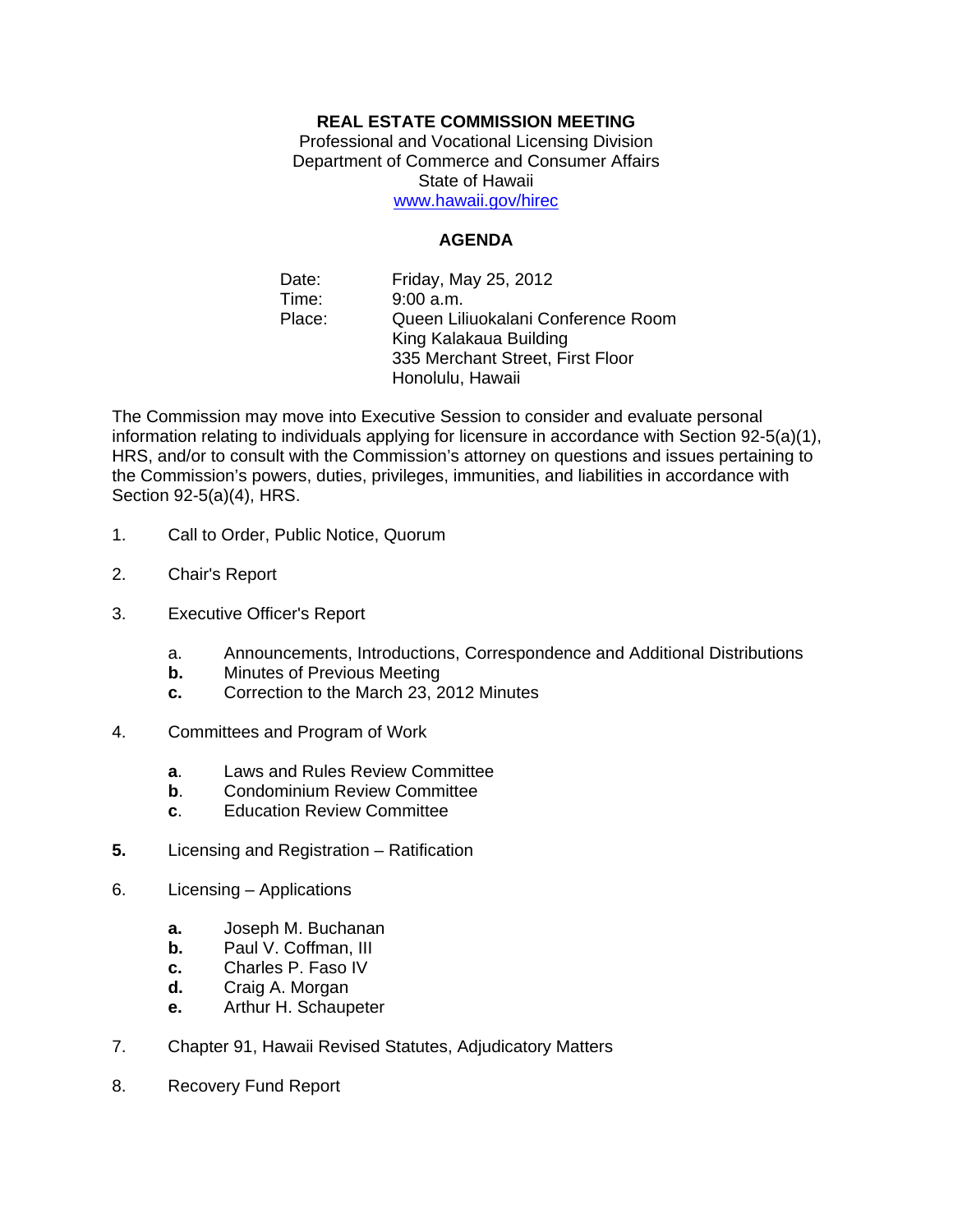**REAL ESTATE COMMISSION MEETING**
Professional and Vocational Licensing Division
Department of Commerce and Consumer Affairs
State of Hawaii
www.hawaii.gov/hirec

**AGENDA**

Date: Friday, May 25, 2012
Time: 9:00 a.m.
Place: Queen Liliuokalani Conference Room
King Kalakaua Building
335 Merchant Street, First Floor
Honolulu, Hawaii

The Commission may move into Executive Session to consider and evaluate personal information relating to individuals applying for licensure in accordance with Section 92-5(a)(1), HRS, and/or to consult with the Commission's attorney on questions and issues pertaining to the Commission's powers, duties, privileges, immunities, and liabilities in accordance with Section 92-5(a)(4), HRS.

1. Call to Order, Public Notice, Quorum

2. Chair's Report

3. Executive Officer's Report

   a. Announcements, Introductions, Correspondence and Additional Distributions
   **b.** Minutes of Previous Meeting
   **c.** Correction to the March 23, 2012 Minutes

4. Committees and Program of Work

   **a**. Laws and Rules Review Committee
   **b**. Condominium Review Committee
   **c**. Education Review Committee

**5.** Licensing and Registration – Ratification

6. Licensing – Applications

   **a.** Joseph M. Buchanan
   **b.** Paul V. Coffman, III
   **c.** Charles P. Faso IV
   **d.** Craig A. Morgan
   **e.** Arthur H. Schaupeter

7. Chapter 91, Hawaii Revised Statutes, Adjudicatory Matters

8. Recovery Fund Report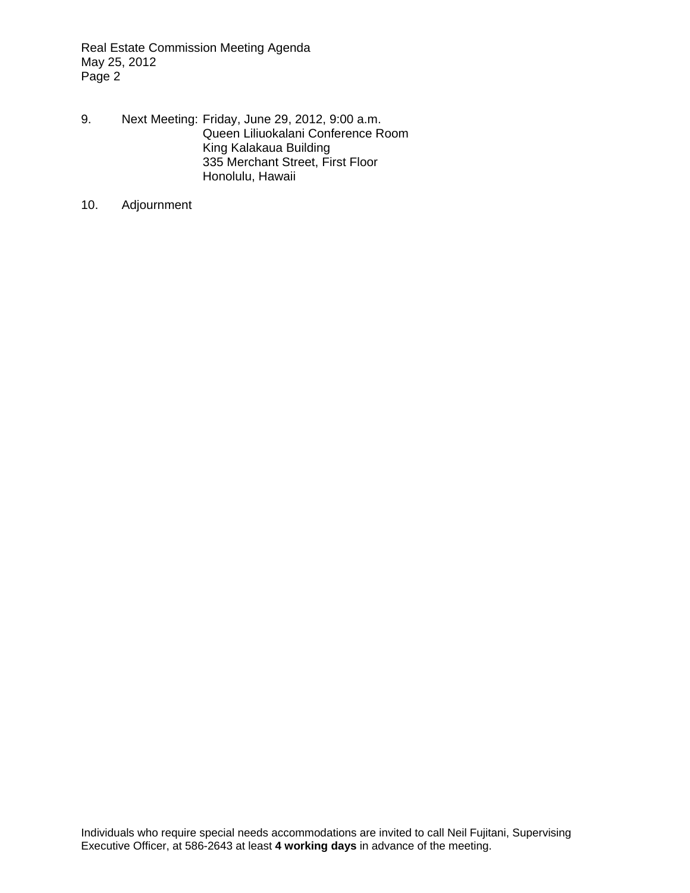9. Next Meeting: Friday, June 29, 2012, 9:00 a.m.
   Queen Liliuokalani Conference Room
   King Kalakaua Building
   335 Merchant Street, First Floor
   Honolulu, Hawaii

10. Adjournment

Individuals who require special needs accommodations are invited to call Neil Fujitani, Supervising Executive Officer, at 586-2643 at least **4 working days** in advance of the meeting.